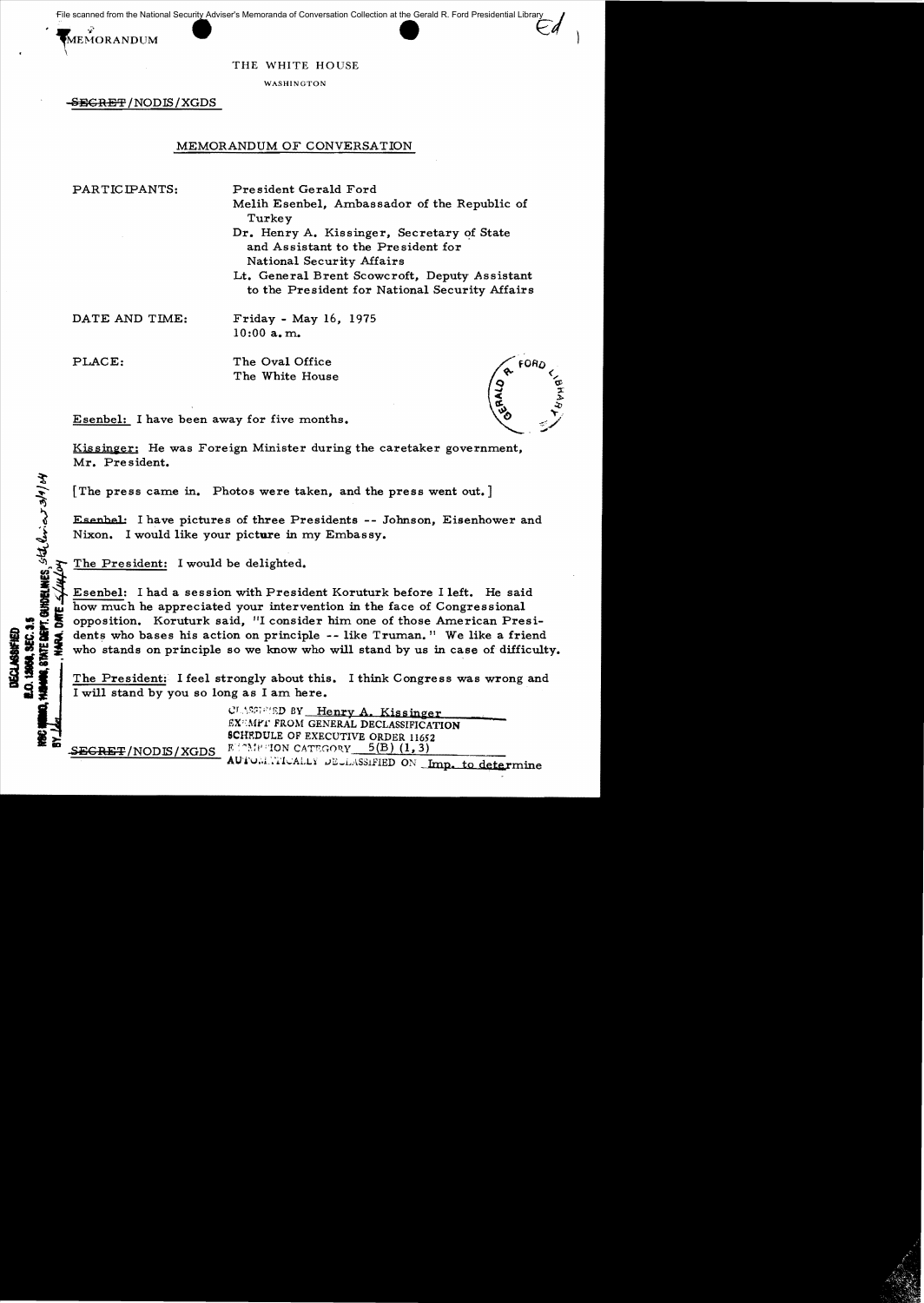File scanned from the National Security Adviser's Memoranda of Conversation Collection at the Gerald R. Ford Presidential Library

MEMORANDUM

THE WHITE HOUSE

WASHINGTON

~~SECRET~~/NODIS/XGDS

MEMORANDUM OF CONVERSATION

PARTICIPANTS: President Gerald Ford
Melih Esenbel, Ambassador of the Republic of Turkey
Dr. Henry A. Kissinger, Secretary of State and Assistant to the President for National Security Affairs
Lt. General Brent Scowcroft, Deputy Assistant to the President for National Security Affairs

DATE AND TIME: Friday - May 16, 1975
10:00 a.m.

PLACE: The Oval Office
The White House

Esenbel: I have been away for five months.

Kissinger: He was Foreign Minister during the caretaker government, Mr. President.

[The press came in. Photos were taken, and the press went out.]

Esenbel: I have pictures of three Presidents -- Johnson, Eisenhower and Nixon. I would like your picture in my Embassy.

The President: I would be delighted.

Esenbel: I had a session with President Koruturk before I left. He said how much he appreciated your intervention in the face of Congressional opposition. Koruturk said, "I consider him one of those American Presidents who bases his action on principle -- like Truman." We like a friend who stands on principle so we know who will stand by us in case of difficulty.

The President: I feel strongly about this. I think Congress was wrong and I will stand by you so long as I am here.

DECLASSIFIED
E.O. 12958, SEC. 3.5
NSC MEMO, 11/24/98, STATE DEPT. GUIDELINES, State Review 3/1/04
BY [illegible], NARA, DATE 5/14/04

CLASSIFIED BY Henry A. Kissinger
EXEMPT FROM GENERAL DECLASSIFICATION
SCHEDULE OF EXECUTIVE ORDER 11652
EXEMPTION CATEGORY 5(B) (1,3)
AUTOMATICALLY DECLASSIFIED ON Imp. to determine

~~SECRET~~/NODIS/XGDS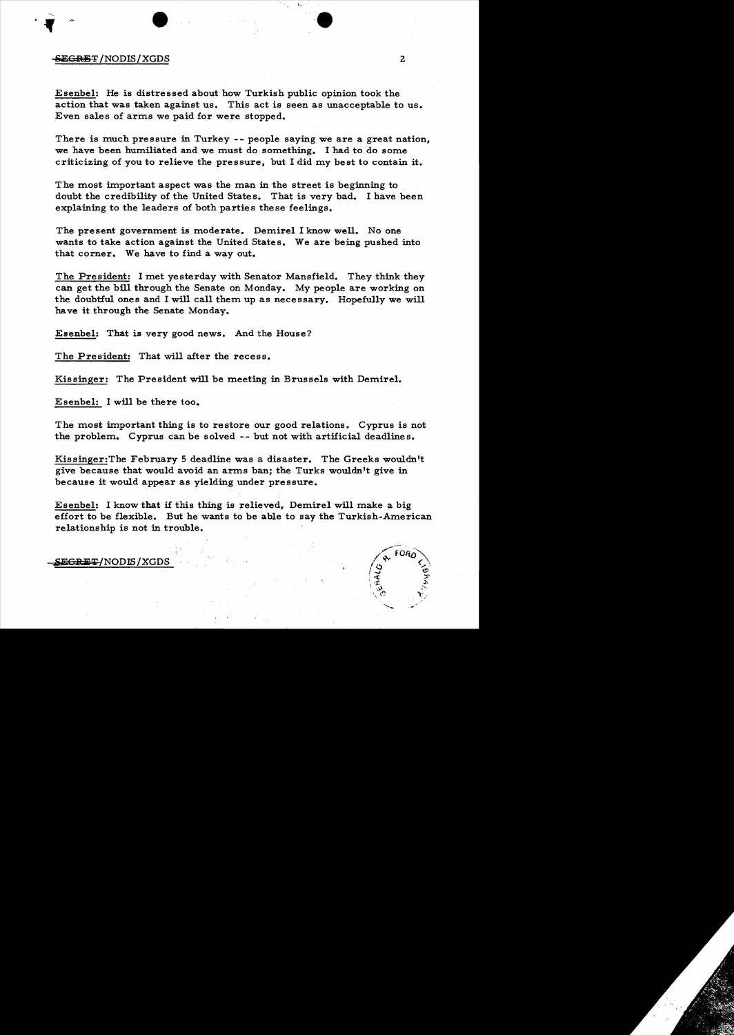SECRET/NODIS/XGDS

Esenbel: He is distressed about how Turkish public opinion took the action that was taken against us. This act is seen as unacceptable to us. Even sales of arms we paid for were stopped.

There is much pressure in Turkey -- people saying we are a great nation, we have been humiliated and we must do something. I had to do some criticizing of you to relieve the pressure, but I did my best to contain it.

The most important aspect was the man in the street is beginning to doubt the credibility of the United States. That is very bad. I have been explaining to the leaders of both parties these feelings.

The present government is moderate. Demirel I know well. No one wants to take action against the United States. We are being pushed into that corner. We have to find a way out.

The President: I met yesterday with Senator Mansfield. They think they can get the bill through the Senate on Monday. My people are working on the doubtful ones and I will call them up as necessary. Hopefully we will have it through the Senate Monday.

Esenbel: That is very good news. And the House?

The President: That will after the recess.

Kissinger: The President will be meeting in Brussels with Demirel.

Esenbel: I will be there too.

The most important thing is to restore our good relations. Cyprus is not the problem. Cyprus can be solved -- but not with artificial deadlines.

Kissinger: The February 5 deadline was a disaster. The Greeks wouldn't give because that would avoid an arms ban; the Turks wouldn't give in because it would appear as yielding under pressure.

Esenbel: I know that if this thing is relieved, Demirel will make a big effort to be flexible. But he wants to be able to say the Turkish-American relationship is not in trouble.

SECRET/NODIS/XGDS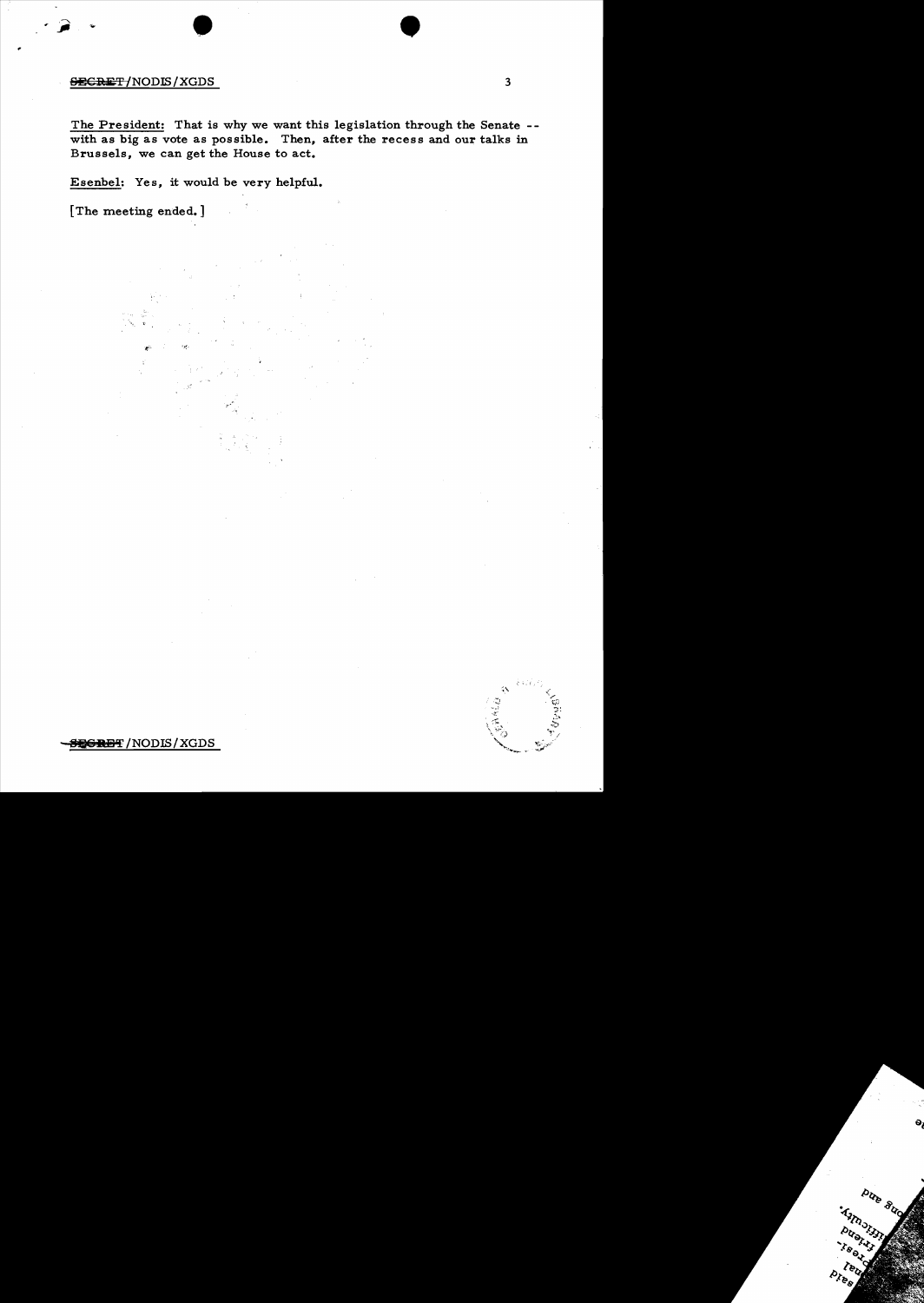The President: That is why we want this legislation through the Senate -- with as big as vote as possible. Then, after the recess and our talks in Brussels, we can get the House to act.

Esenbel: Yes, it would be very helpful.

[The meeting ended.]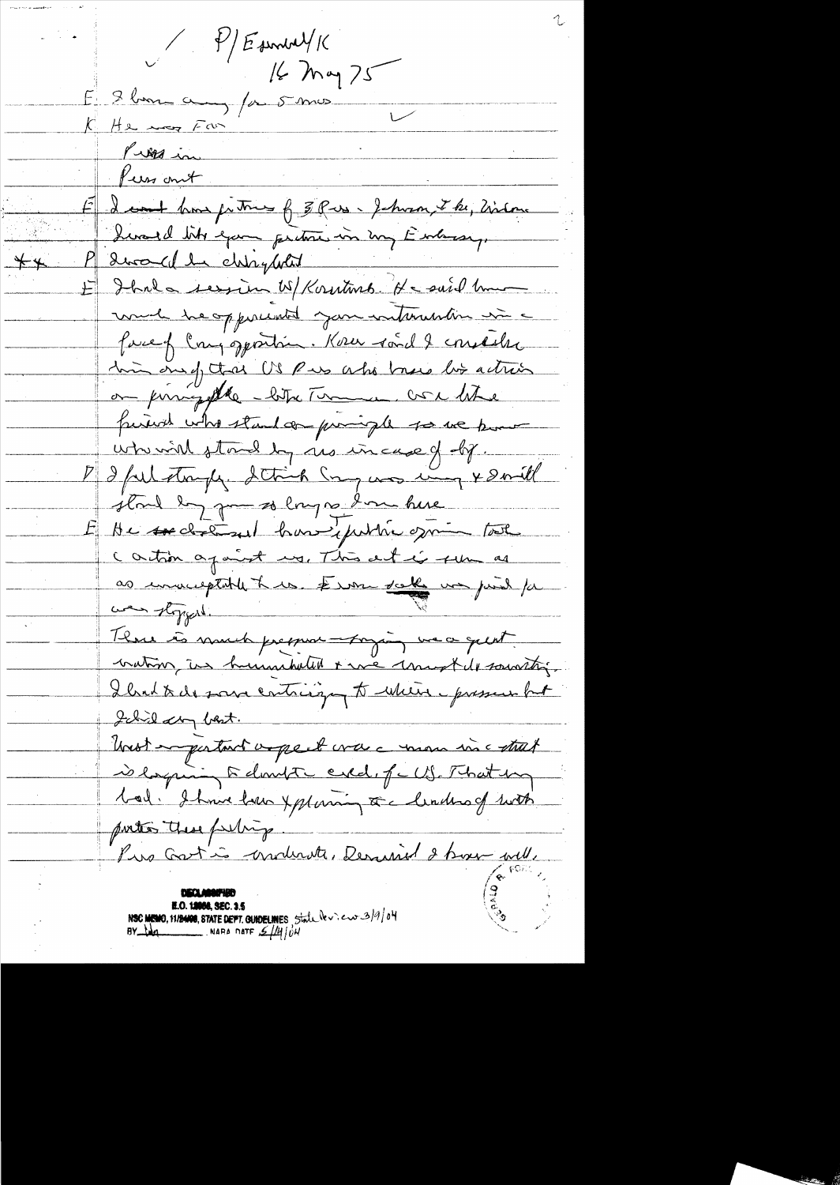P/Esenbel/K
16 May 75

E: I have been away for 5 mos

K: He was FM

Pres in

Pres out

E: I want [to] have pictures of 3 Pres - Johnson, Ike, Nixon. I would like your picture in my Embassy.

** P: I would be delighted

E: I had a session w/ Kissinger. He said how much he appreciated your intervention in face of Cong opposition. Korur said I consider him one of those US Pres who bases his action on principle - like Truman. We like friends who stand on principle so we know who will stand by us in case of - by.

P: I feel strongly. I think Cong was wrong & I will stand by you so long as I am here

E: He ~~~~ declared - hear public opinion took a action against us. This act is seen as an unacceptable to us. Even sale we paid for was stopped.

There is much pressure - saying we a great nation, we humiliated & we must do something. I had to do some entreating to relieve pressure but I did my best.

Most important aspect was a moment in a strait is beginning to doubt the credibility of U.S. That very bad. I have been explaining to the leaders of both parties these feelings.

Pres Govt is moderate, Demirel I know well.

DECLASSIFIED
E.O. 12958, SEC. 3.5
NSC MEMO, 11/24/98, STATE DEPT. GUIDELINES State Review 3/9/04
BY [illegible] NARA DATE 5/14/04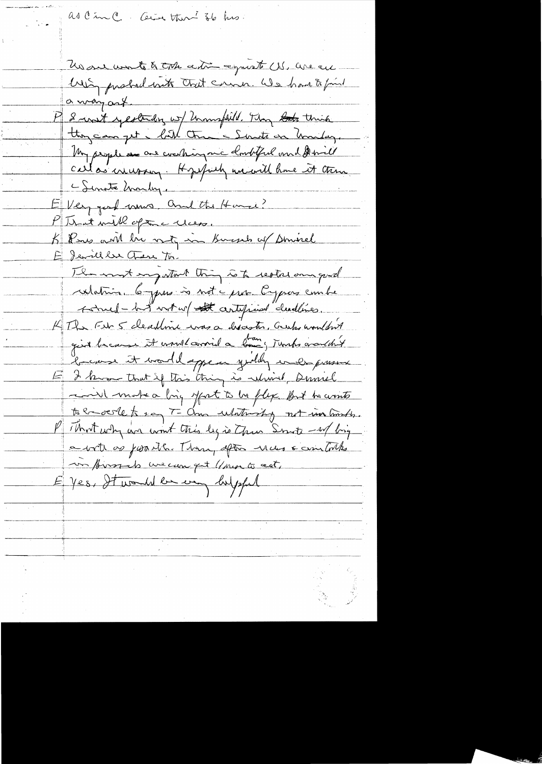as C in C. Given that 36 hrs.

No one wants to take action against US, we are
being pushed with that crowd. We have to find
a way out.

P I met yesterday w/ Mansfield. They think
they can get a bill thru the Senate on Monday.
My people are out working and doubtful and I will
call as necessary. Hopefully we will have it thru
the Senate Monday.

E Very good news. And the House?

P That will after recess.

K Ford will be only in Brussels w/ Demirel

E I will be there too.

The most important thing is to restore our good
relations. 6 years is not a problem. Cyprus can be
solved — but not w/ artificial deadlines.

K The Feb 5 deadline was a disaster. Greeks wouldn't
give because it would avoid a ban; Turks wouldn't
because it would appear yielding under pressure.

E I know that if this thing is resolved, Demirel
will make a big effort to be flexible. But he wants
to be able to say I am negotiating not in [?]

P That's why we want this leg is then Senate — w/ big
a vote as possible. Then, after recess & our talks
in Brussels we can get House to act.

E Yes. It would be very helpful.